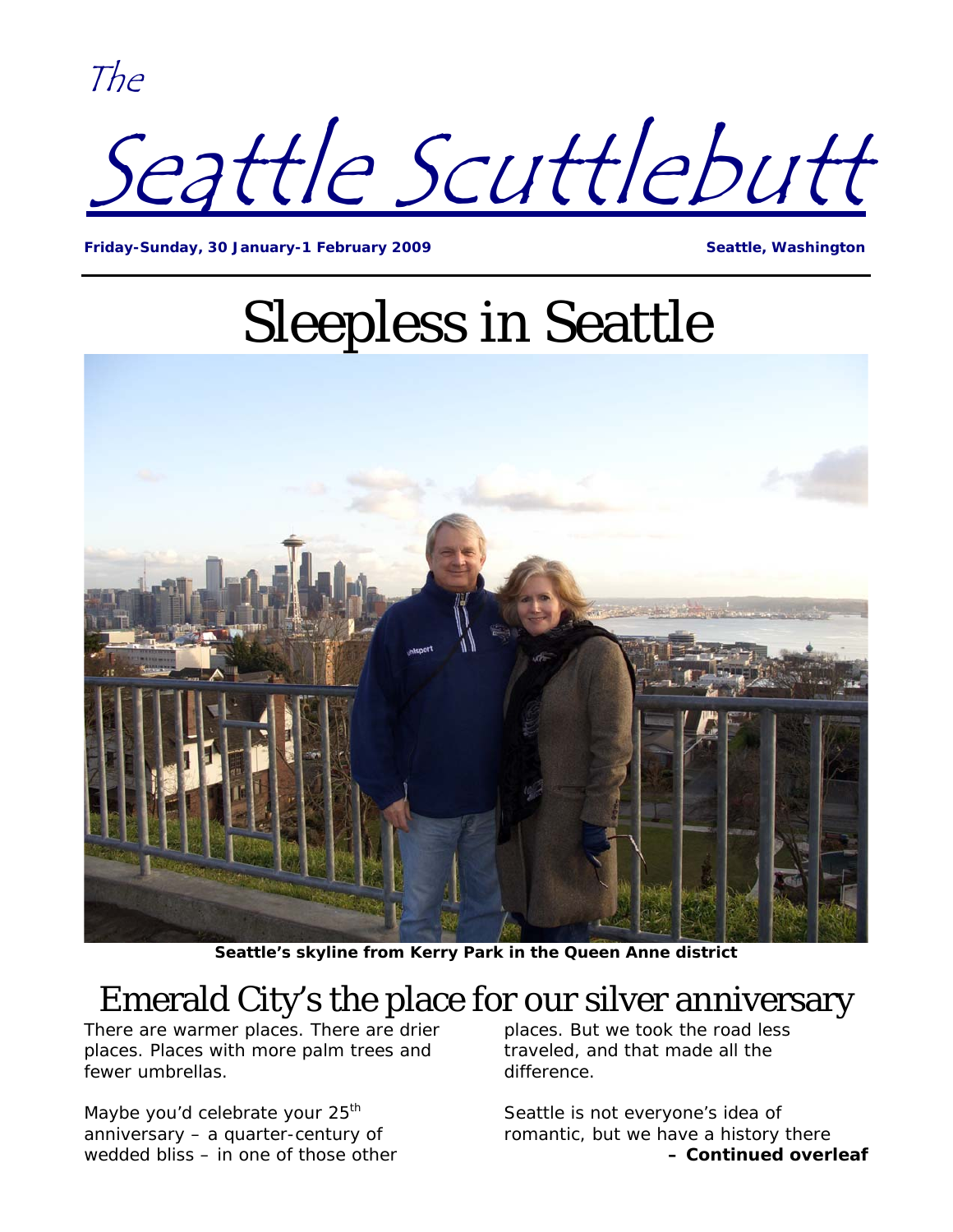The

# Seattle Scuttlebutt

**Friday-Sunday, 30 January-1 February 2009** **Seattle, Washington**

# Sleepless in Seattle

**Seattle's skyline from Kerry Park in the Queen Anne district**

## Emerald City's the place for our silver anniversary

There are warmer places. There are drier places. Places with more palm trees and fewer umbrellas.

Maybe you'd celebrate your 25th anniversary – a quarter-century of wedded bliss – in one of those other places. But we took the road less traveled, and that made all the difference.

Seattle is not everyone's idea of romantic, but we have a history there

**– Continued overleaf**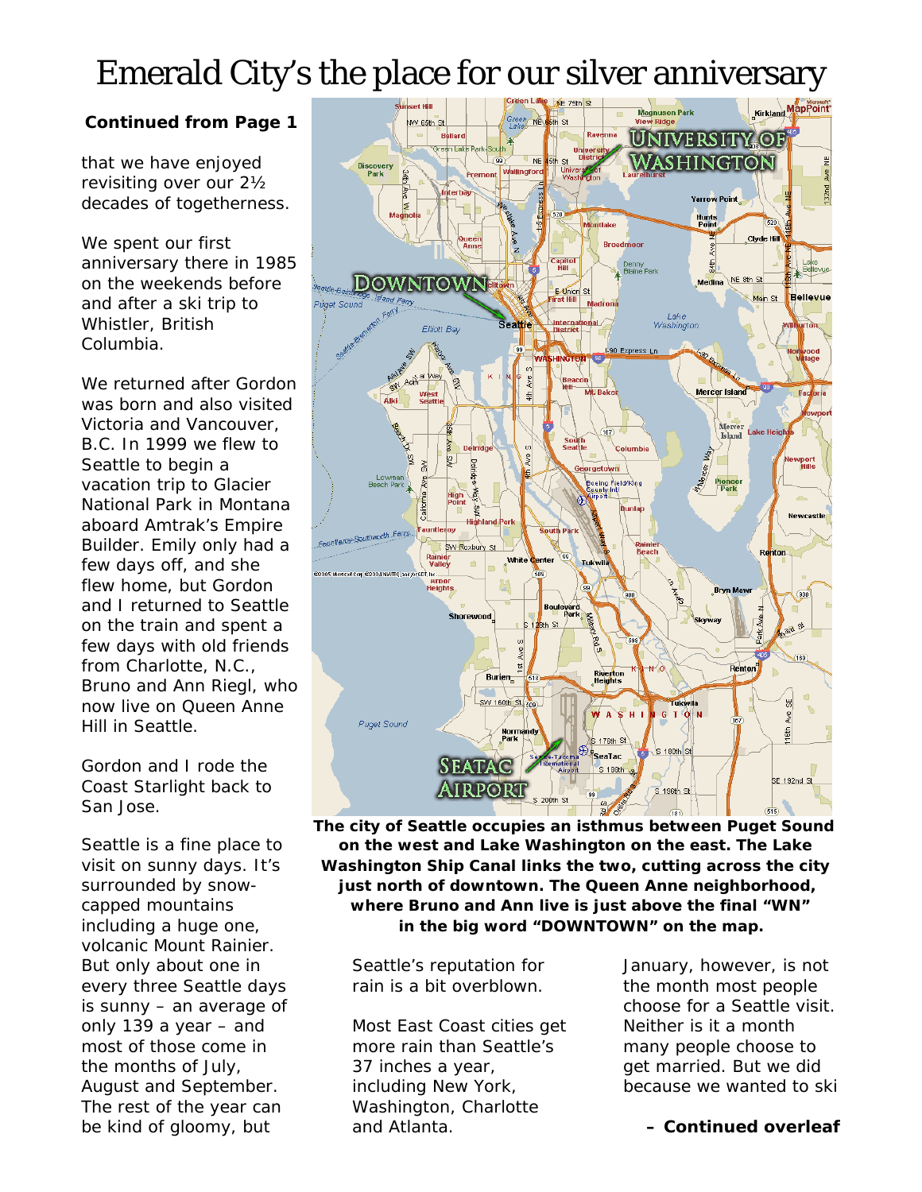# Emerald City's the place for our silver anniversary

**Continued from Page 1**

that we have enjoyed revisiting over our 2½ decades of togetherness.

We spent our first anniversary there in 1985 on the weekends before and after a ski trip to Whistler, British Columbia.

We returned after Gordon was born and also visited Victoria and Vancouver, B.C. In 1999 we flew to Seattle to begin a vacation trip to Glacier National Park in Montana aboard Amtrak's Empire Builder. Emily only had a few days off, and she flew home, but Gordon and I returned to Seattle on the train and spent a few days with old friends from Charlotte, N.C., Bruno and Ann Riegl, who now live on Queen Anne Hill in Seattle.

Gordon and I rode the Coast Starlight back to San Jose.

Seattle is a fine place to visit on sunny days. It's surrounded by snow-capped mountains including a huge one, volcanic Mount Rainier. But only about one in every three Seattle days is sunny – an average of only 139 a year – and most of those come in the months of July, August and September. The rest of the year can be kind of gloomy, but

**The city of Seattle occupies an isthmus between Puget Sound on the west and Lake Washington on the east. The Lake Washington Ship Canal links the two, cutting across the city just north of downtown. The Queen Anne neighborhood, where Bruno and Ann live is just above the final "WN" in the big word "DOWNTOWN" on the map.**

Seattle's reputation for rain is a bit overblown.

Most East Coast cities get more rain than Seattle's 37 inches a year, including New York, Washington, Charlotte and Atlanta.

January, however, is not the month most people choose for a Seattle visit. Neither is it a month many people choose to get married. But we did because we wanted to ski

**– Continued overleaf**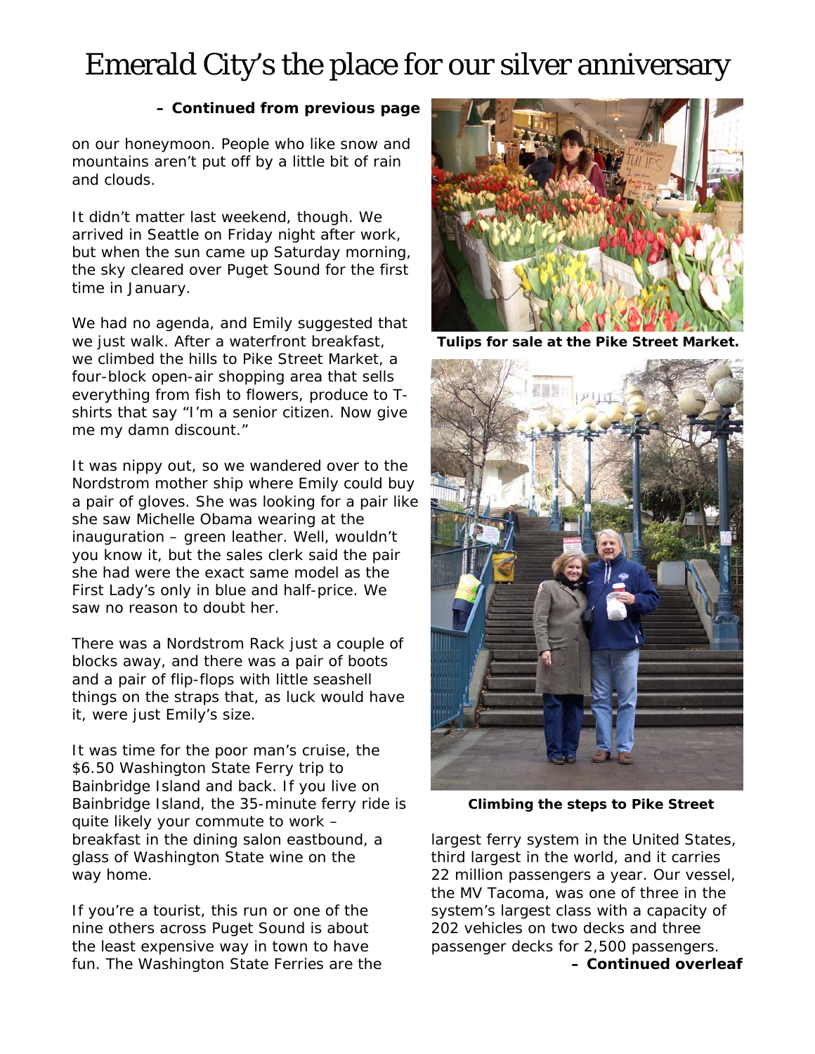# Emerald City's the place for our silver anniversary

**– Continued from previous page**

on our honeymoon. People who like snow and mountains aren't put off by a little bit of rain and clouds.

It didn't matter last weekend, though. We arrived in Seattle on Friday night after work, but when the sun came up Saturday morning, the sky cleared over Puget Sound for the first time in January.

We had no agenda, and Emily suggested that we just walk. After a waterfront breakfast, we climbed the hills to Pike Street Market, a four-block open-air shopping area that sells everything from fish to flowers, produce to T-shirts that say "I'm a senior citizen. Now give me my damn discount."

It was nippy out, so we wandered over to the Nordstrom mother ship where Emily could buy a pair of gloves. She was looking for a pair like she saw Michelle Obama wearing at the inauguration – green leather. Well, wouldn't you know it, but the sales clerk said the pair she had were the exact same model as the First Lady's only in blue and half-price. We saw no reason to doubt her.

There was a Nordstrom Rack just a couple of blocks away, and there was a pair of boots and a pair of flip-flops with little seashell things on the straps that, as luck would have it, were just Emily's size.

It was time for the poor man's cruise, the $6.50 Washington State Ferry trip to Bainbridge Island and back. If you live on Bainbridge Island, the 35-minute ferry ride is quite likely your commute to work – breakfast in the dining salon eastbound, a glass of Washington State wine on the way home.

If you're a tourist, this run or one of the nine others across Puget Sound is about the least expensive way in town to have fun. The Washington State Ferries are the largest ferry system in the United States, third largest in the world, and it carries 22 million passengers a year. Our vessel, the MV Tacoma, was one of three in the system's largest class with a capacity of 202 vehicles on two decks and three passenger decks for 2,500 passengers.

**– Continued overleaf**

**Tulips for sale at the Pike Street Market.**

**Climbing the steps to Pike Street**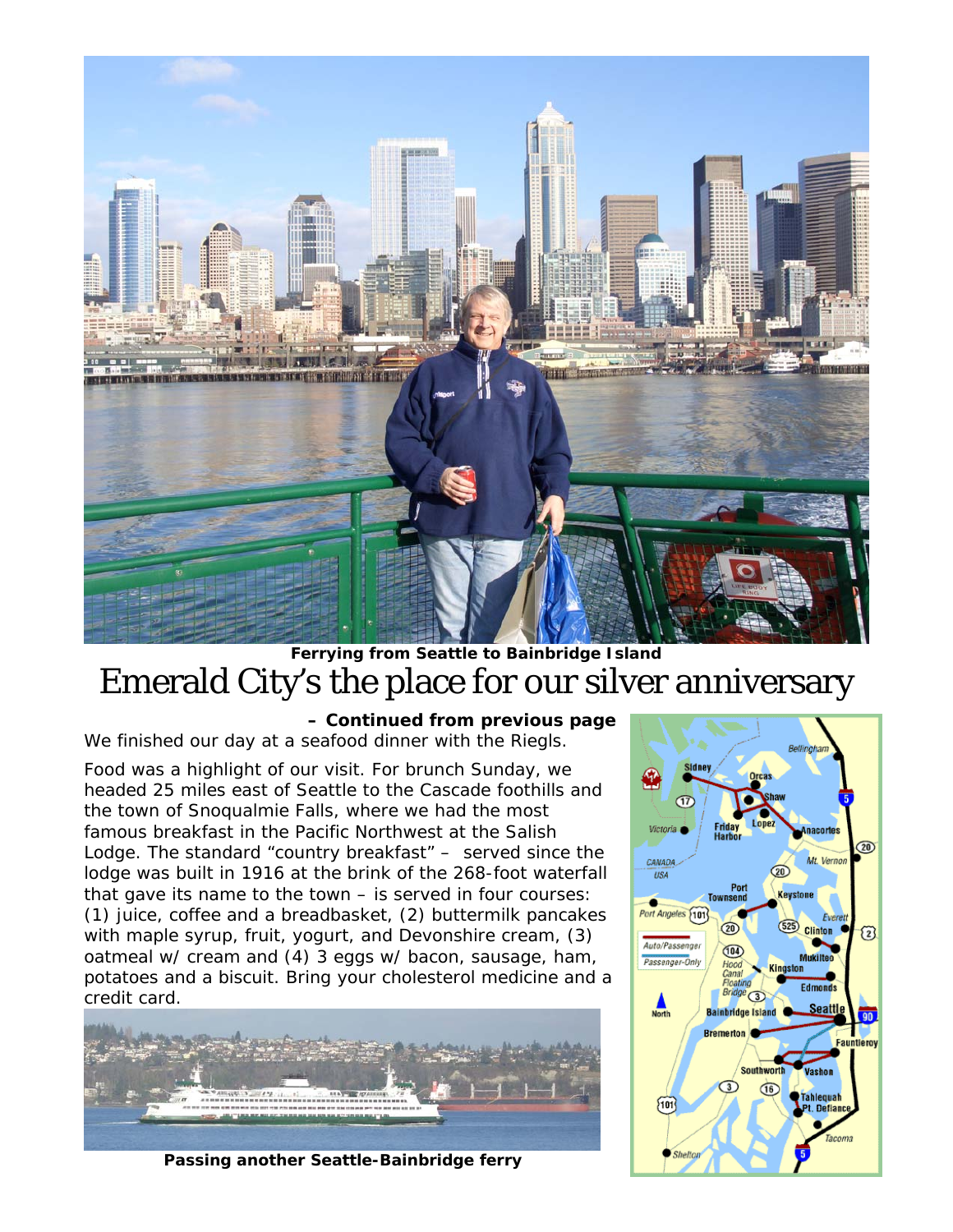Ferrying from Seattle to Bainbridge Island

# Emerald City's the place for our silver anniversary

**– Continued from previous page**

We finished our day at a seafood dinner with the Riegls.

Food was a highlight of our visit. For brunch Sunday, we headed 25 miles east of Seattle to the Cascade foothills and the town of Snoqualmie Falls, where we had the most famous breakfast in the Pacific Northwest at the Salish Lodge. The standard "country breakfast" – served since the lodge was built in 1916 at the brink of the 268-foot waterfall that gave its name to the town – is served in four courses: (1) juice, coffee and a breadbasket, (2) buttermilk pancakes with maple syrup, fruit, yogurt, and Devonshire cream, (3) oatmeal w/ cream and (4) 3 eggs w/ bacon, sausage, ham, potatoes and a biscuit. Bring your cholesterol medicine and a credit card.

**Passing another Seattle-Bainbridge ferry**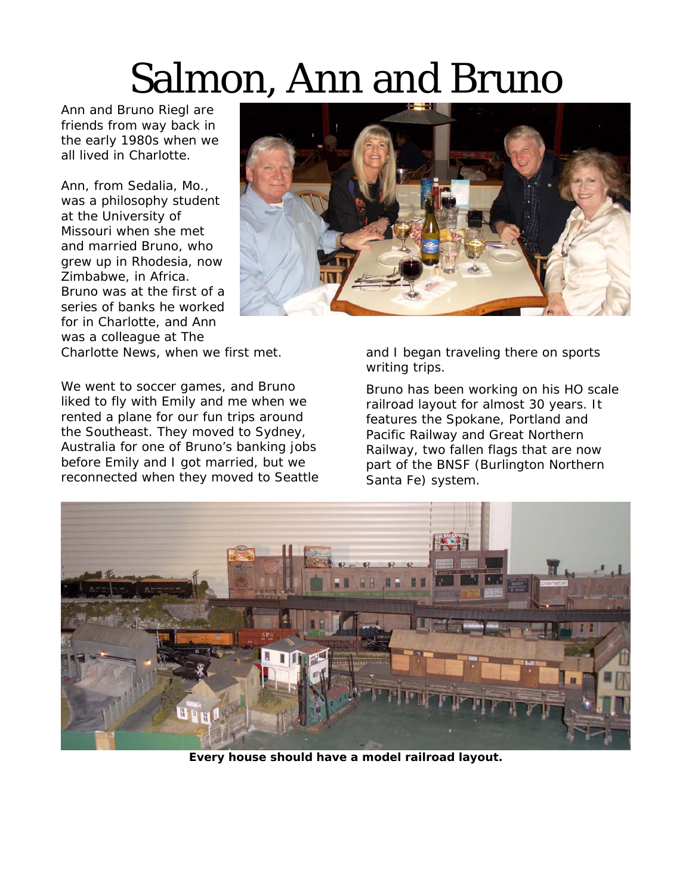# Salmon, Ann and Bruno

Ann and Bruno Riegl are friends from way back in the early 1980s when we all lived in Charlotte.

Ann, from Sedalia, Mo., was a philosophy student at the University of Missouri when she met and married Bruno, who grew up in Rhodesia, now Zimbabwe, in Africa. Bruno was at the first of a series of banks he worked for in Charlotte, and Ann was a colleague at The Charlotte News, when we first met.

We went to soccer games, and Bruno liked to fly with Emily and me when we rented a plane for our fun trips around the Southeast. They moved to Sydney, Australia for one of Bruno's banking jobs before Emily and I got married, but we reconnected when they moved to Seattle and I began traveling there on sports writing trips.

Bruno has been working on his HO scale railroad layout for almost 30 years. It features the Spokane, Portland and Pacific Railway and Great Northern Railway, two fallen flags that are now part of the BNSF (Burlington Northern Santa Fe) system.

**Every house should have a model railroad layout.**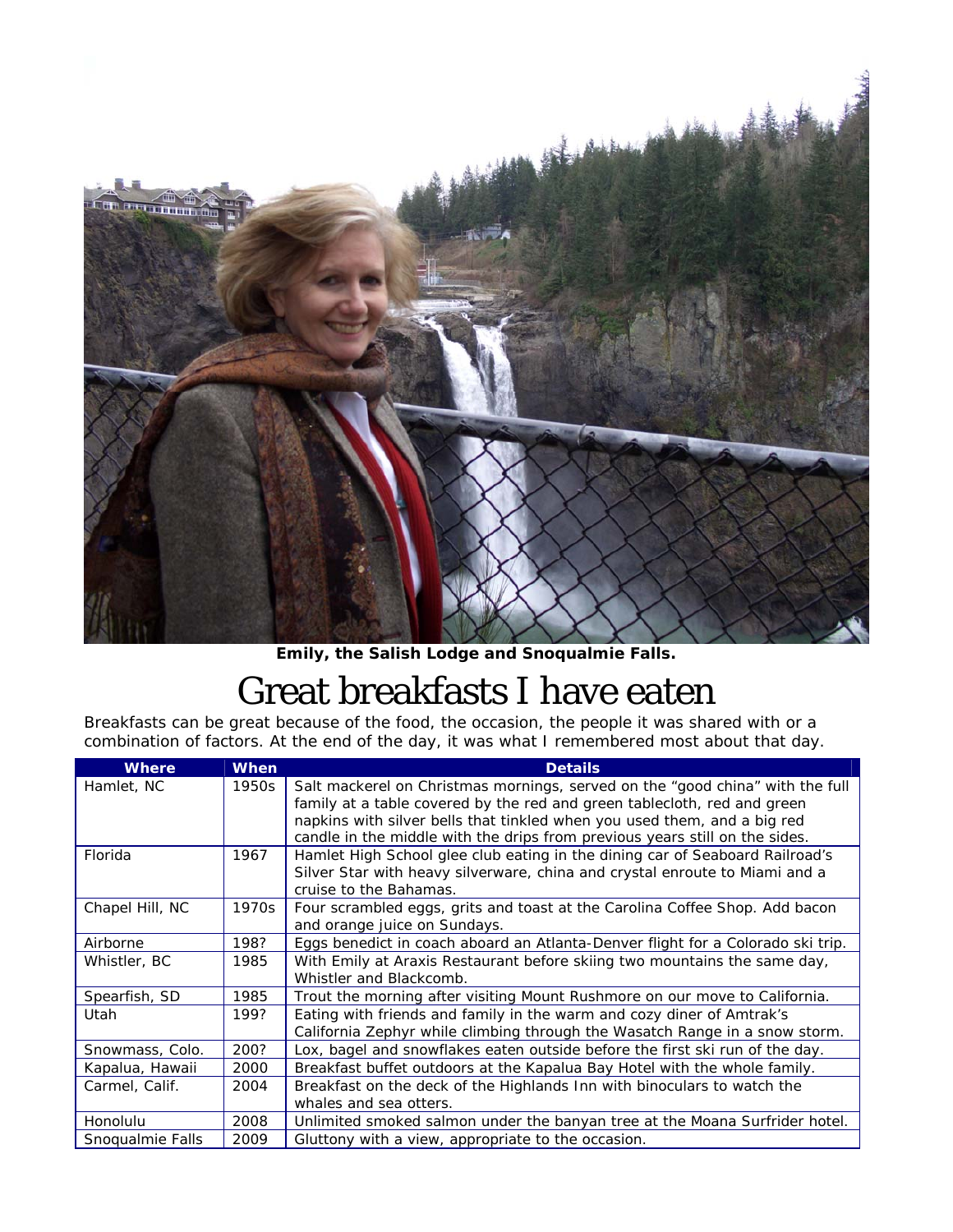Emily, the Salish Lodge and Snoqualmie Falls.

# Great breakfasts I have eaten

Breakfasts can be great because of the food, the occasion, the people it was shared with or a combination of factors. At the end of the day, it was what I remembered most about that day.

| Where | When | Details |
|---|---|---|
| Hamlet, NC | 1950s | Salt mackerel on Christmas mornings, served on the "good china" with the full family at a table covered by the red and green tablecloth, red and green napkins with silver bells that tinkled when you used them, and a big red candle in the middle with the drips from previous years still on the sides. |
| Florida | 1967 | Hamlet High School glee club eating in the dining car of Seaboard Railroad's Silver Star with heavy silverware, china and crystal enroute to Miami and a cruise to the Bahamas. |
| Chapel Hill, NC | 1970s | Four scrambled eggs, grits and toast at the Carolina Coffee Shop. Add bacon and orange juice on Sundays. |
| Airborne | 198? | Eggs benedict in coach aboard an Atlanta-Denver flight for a Colorado ski trip. |
| Whistler, BC | 1985 | With Emily at Araxis Restaurant before skiing two mountains the same day, Whistler and Blackcomb. |
| Spearfish, SD | 1985 | Trout the morning after visiting Mount Rushmore on our move to California. |
| Utah | 199? | Eating with friends and family in the warm and cozy diner of Amtrak's California Zephyr while climbing through the Wasatch Range in a snow storm. |
| Snowmass, Colo. | 200? | Lox, bagel and snowflakes eaten outside before the first ski run of the day. |
| Kapalua, Hawaii | 2000 | Breakfast buffet outdoors at the Kapalua Bay Hotel with the whole family. |
| Carmel, Calif. | 2004 | Breakfast on the deck of the Highlands Inn with binoculars to watch the whales and sea otters. |
| Honolulu | 2008 | Unlimited smoked salmon under the banyan tree at the Moana Surfrider hotel. |
| Snoqualmie Falls | 2009 | Gluttony with a view, appropriate to the occasion. |